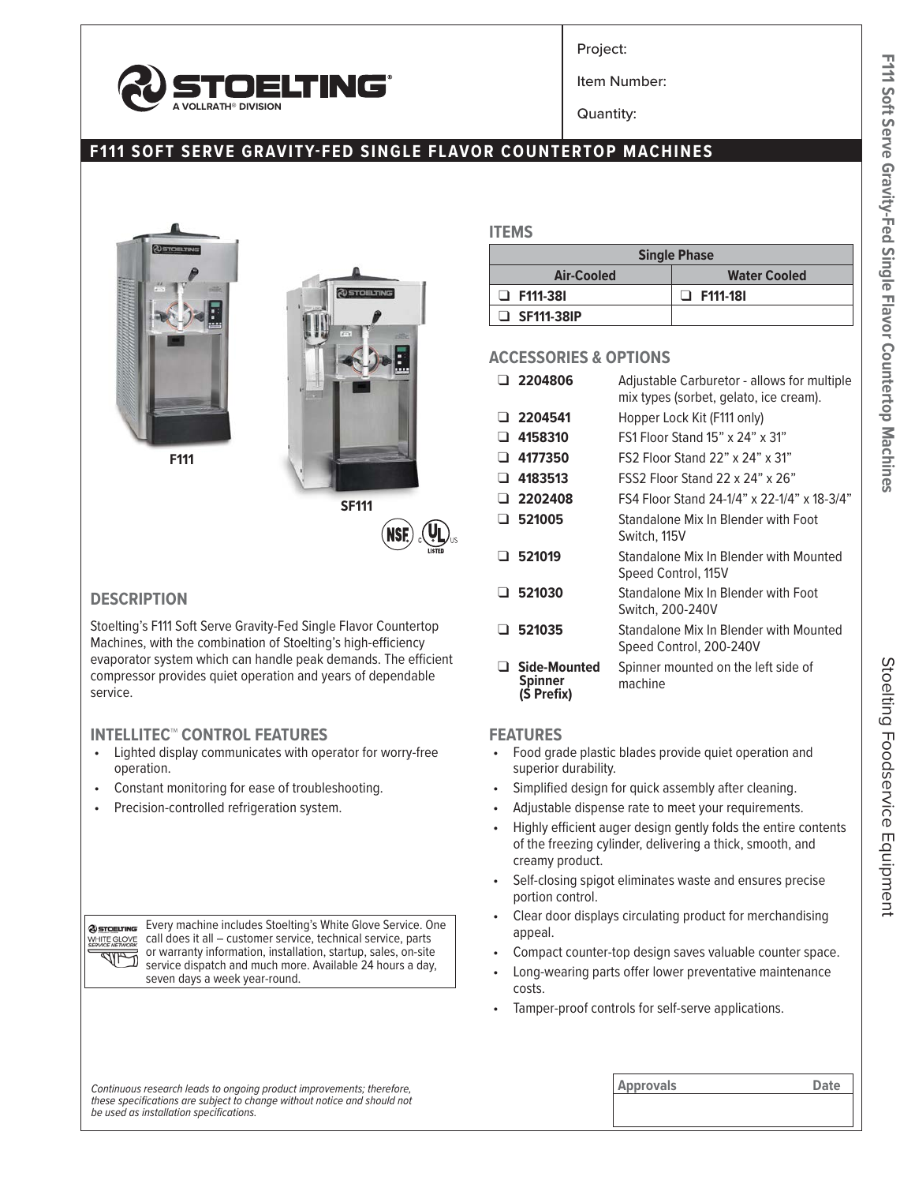Project:

Item Number:

Quantity:

# F111 SOFT SERVE GRAVITY-FED SINGLE FLAVOR COUNTERTOP MACHINES

F111

SF111

## ITEMS

| Single Phase | |
|---|---|
| **Air-Cooled** | **Water Cooled** |
| ❑ F111-38I | ❑ F111-18I |
| ❑ SF111-38IP | |

## ACCESSORIES & OPTIONS

| | |
|---|---|
| ❑ **2204806** | Adjustable Carburetor - allows for multiple mix types (sorbet, gelato, ice cream). |
| ❑ **2204541** | Hopper Lock Kit (F111 only) |
| ❑ **4158310** | FS1 Floor Stand 15" x 24" x 31" |
| ❑ **4177350** | FS2 Floor Stand 22" x 24" x 31" |
| ❑ **4183513** | FSS2 Floor Stand 22 x 24" x 26" |
| ❑ **2202408** | FS4 Floor Stand 24-1/4" x 22-1/4" x 18-3/4" |
| ❑ **521005** | Standalone Mix In Blender with Foot Switch, 115V |
| ❑ **521019** | Standalone Mix In Blender with Mounted Speed Control, 115V |
| ❑ **521030** | Standalone Mix In Blender with Foot Switch, 200-240V |
| ❑ **521035** | Standalone Mix In Blender with Mounted Speed Control, 200-240V |
| ❑ **Side-Mounted Spinner (S Prefix)** | Spinner mounted on the left side of machine |

## DESCRIPTION

Stoelting's F111 Soft Serve Gravity-Fed Single Flavor Countertop Machines, with the combination of Stoelting's high-efficiency evaporator system which can handle peak demands. The efficient compressor provides quiet operation and years of dependable service.

## INTELLITEC™ CONTROL FEATURES

- Lighted display communicates with operator for worry-free operation.
- Constant monitoring for ease of troubleshooting.
- Precision-controlled refrigeration system.

Every machine includes Stoelting's White Glove Service. One call does it all – customer service, technical service, parts or warranty information, installation, startup, sales, on-site service dispatch and much more. Available 24 hours a day, seven days a week year-round.

## FEATURES

- Food grade plastic blades provide quiet operation and superior durability.
- Simplified design for quick assembly after cleaning.
- Adjustable dispense rate to meet your requirements.
- Highly efficient auger design gently folds the entire contents of the freezing cylinder, delivering a thick, smooth, and creamy product.
- Self-closing spigot eliminates waste and ensures precise portion control.
- Clear door displays circulating product for merchandising appeal.
- Compact counter-top design saves valuable counter space.
- Long-wearing parts offer lower preventative maintenance costs.
- Tamper-proof controls for self-serve applications.

*Continuous research leads to ongoing product improvements; therefore, these specifications are subject to change without notice and should not be used as installation specifications.*

| Approvals | Date |
|---|---|
| | |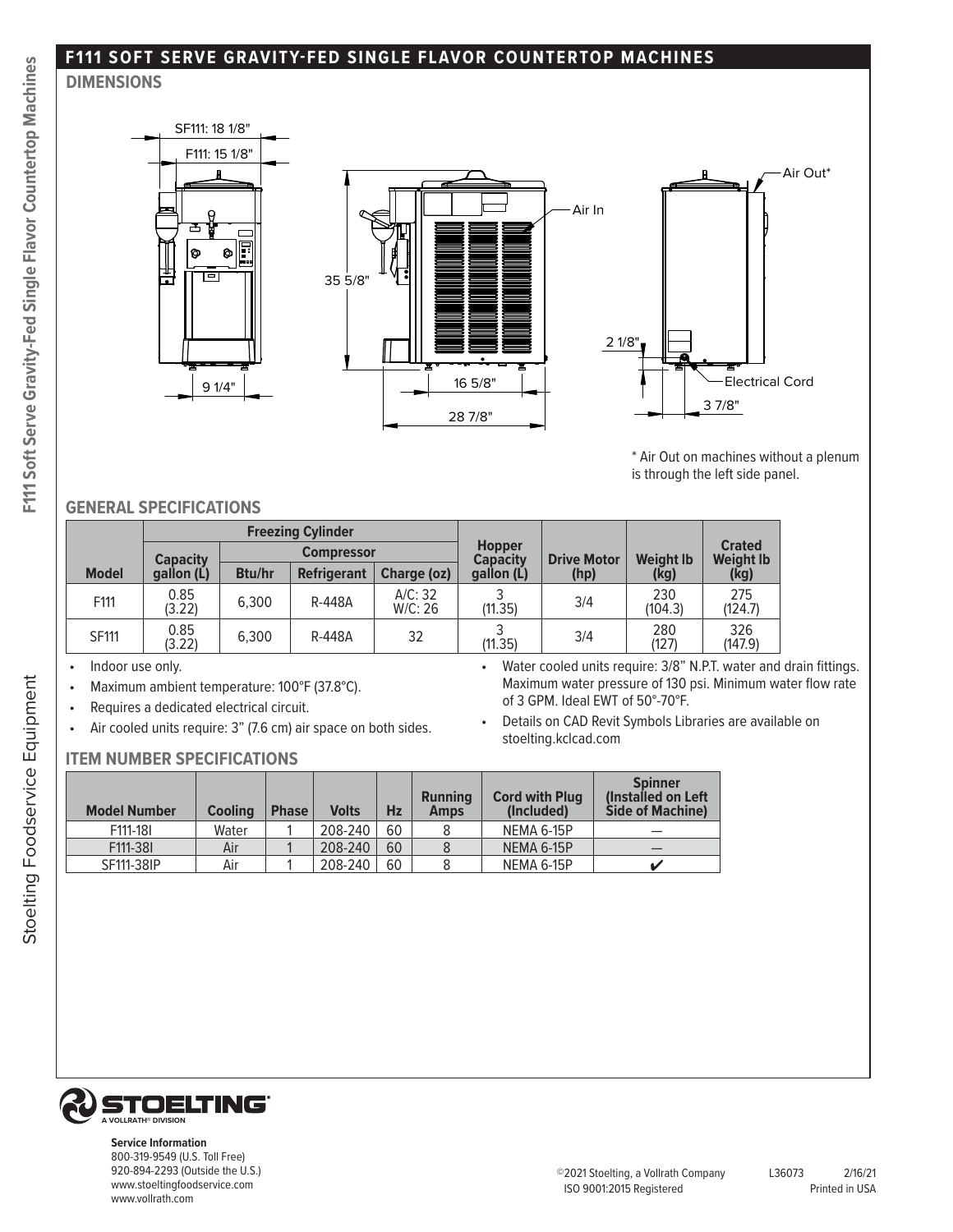# F111 SOFT SERVE GRAVITY-FED SINGLE FLAVOR COUNTERTOP MACHINES

## DIMENSIONS

SF111: 18 1/8"

F111: 15 1/8"

9 1/4"

35 5/8"

16 5/8"

28 7/8"

Air In

Air Out*

2 1/8"

Electrical Cord

3 7/8"

\* Air Out on machines without a plenum is through the left side panel.

## GENERAL SPECIFICATIONS

| | Freezing Cylinder | | | | | | | |
|---|---|---|---|---|---|---|---|---|
| | | Compressor | | | | | | |
| Model | Capacity gallon (L) | Btu/hr | Refrigerant | Charge (oz) | Hopper Capacity gallon (L) | Drive Motor (hp) | Weight lb (kg) | Crated Weight lb (kg) |
| F111 | 0.85 (3.22) | 6,300 | R-448A | A/C: 32 W/C: 26 | 3 (11.35) | 3/4 | 230 (104.3) | 275 (124.7) |
| SF111 | 0.85 (3.22) | 6,300 | R-448A | 32 | 3 (11.35) | 3/4 | 280 (127) | 326 (147.9) |

- Indoor use only.
- Maximum ambient temperature: 100°F (37.8°C).
- Requires a dedicated electrical circuit.
- Air cooled units require: 3" (7.6 cm) air space on both sides.
- Water cooled units require: 3/8" N.P.T. water and drain fittings. Maximum water pressure of 130 psi. Minimum water flow rate of 3 GPM. Ideal EWT of 50°-70°F.
- Details on CAD Revit Symbols Libraries are available on stoelting.kclcad.com

## ITEM NUMBER SPECIFICATIONS

| Model Number | Cooling | Phase | Volts | Hz | Running Amps | Cord with Plug (Included) | Spinner (Installed on Left Side of Machine) |
|---|---|---|---|---|---|---|---|
| F111-18I | Water | 1 | 208-240 | 60 | 8 | NEMA 6-15P | — |
| F111-38I | Air | 1 | 208-240 | 60 | 8 | NEMA 6-15P | — |
| SF111-38IP | Air | 1 | 208-240 | 60 | 8 | NEMA 6-15P | ✔ |

STOELTING
A VOLLRATH® DIVISION

**Service Information**
800-319-9549 (U.S. Toll Free)
920-894-2293 (Outside the U.S.)
www.stoeltingfoodservice.com
www.vollrath.com

©2021 Stoelting, a Vollrath Company
ISO 9001:2015 Registered

L36073 2/16/21
Printed in USA